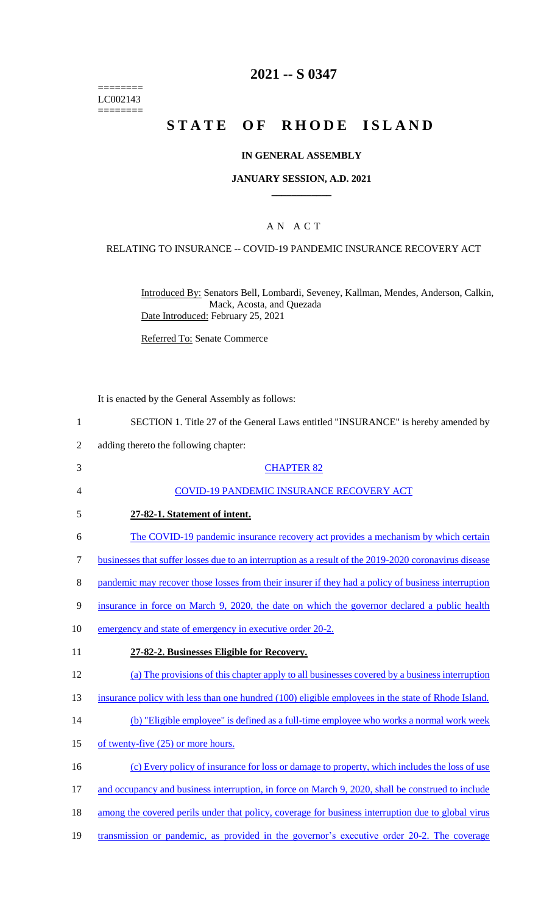========
LC002143
========

# 2021 -- S 0347

# STATE OF RHODE ISLAND

### IN GENERAL ASSEMBLY

### JANUARY SESSION, A.D. 2021

## A N A C T

RELATING TO INSURANCE -- COVID-19 PANDEMIC INSURANCE RECOVERY ACT

Introduced By: Senators Bell, Lombardi, Seveney, Kallman, Mendes, Anderson, Calkin, Mack, Acosta, and Quezada

Date Introduced: February 25, 2021

Referred To: Senate Commerce

It is enacted by the General Assembly as follows:

1 SECTION 1. Title 27 of the General Laws entitled "INSURANCE" is hereby amended by
2 adding thereto the following chapter:

3 CHAPTER 82

4 COVID-19 PANDEMIC INSURANCE RECOVERY ACT

5 **27-82-1. Statement of intent.**

6 The COVID-19 pandemic insurance recovery act provides a mechanism by which certain
7 businesses that suffer losses due to an interruption as a result of the 2019-2020 coronavirus disease
8 pandemic may recover those losses from their insurer if they had a policy of business interruption
9 insurance in force on March 9, 2020, the date on which the governor declared a public health
10 emergency and state of emergency in executive order 20-2.

11 **27-82-2. Businesses Eligible for Recovery.**

12 (a) The provisions of this chapter apply to all businesses covered by a business interruption
13 insurance policy with less than one hundred (100) eligible employees in the state of Rhode Island.

14 (b) "Eligible employee" is defined as a full-time employee who works a normal work week
15 of twenty-five (25) or more hours.

16 (c) Every policy of insurance for loss or damage to property, which includes the loss of use
17 and occupancy and business interruption, in force on March 9, 2020, shall be construed to include
18 among the covered perils under that policy, coverage for business interruption due to global virus
19 transmission or pandemic, as provided in the governor's executive order 20-2. The coverage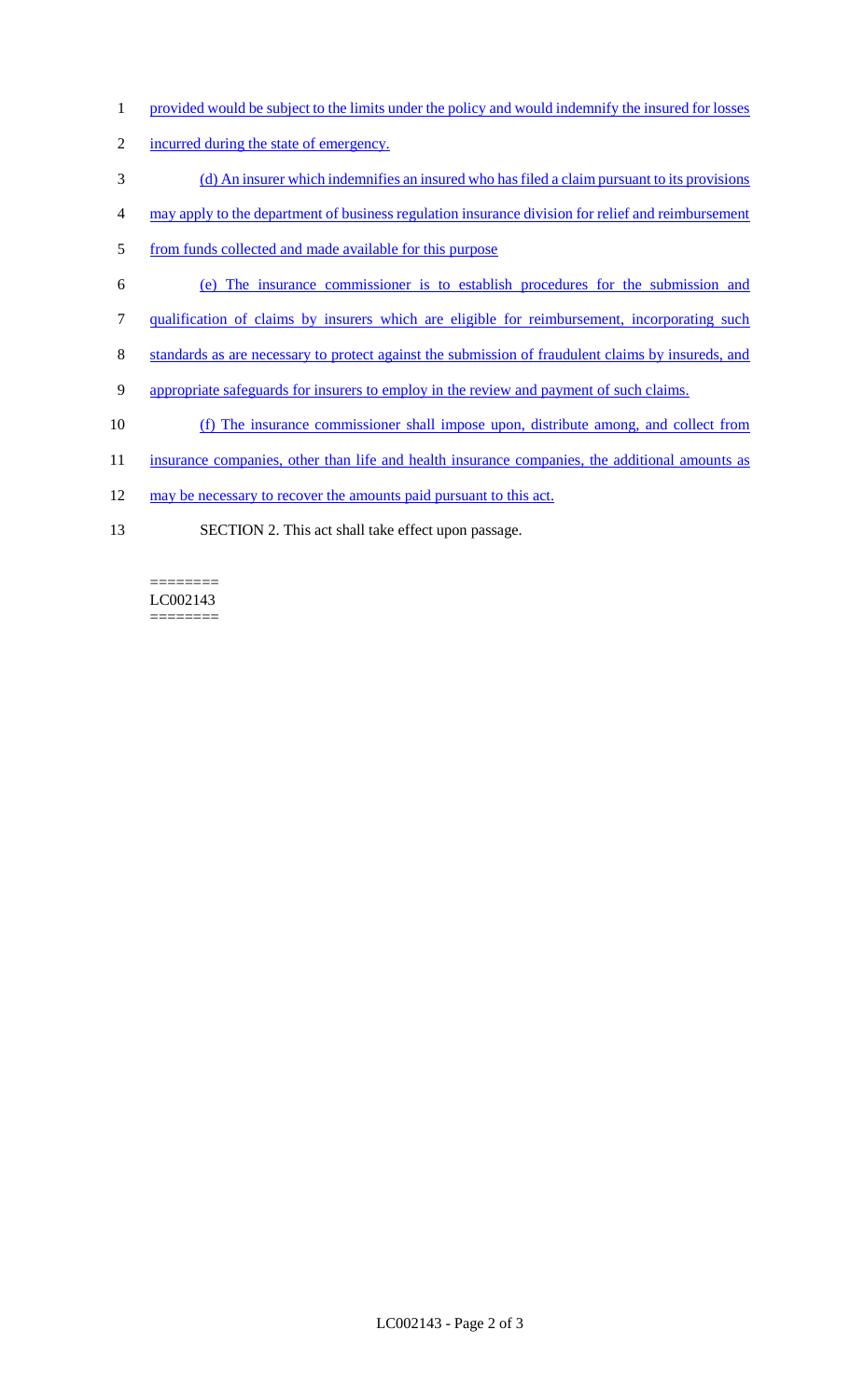provided would be subject to the limits under the policy and would indemnify the insured for losses incurred during the state of emergency.

(d) An insurer which indemnifies an insured who has filed a claim pursuant to its provisions may apply to the department of business regulation insurance division for relief and reimbursement from funds collected and made available for this purpose

(e) The insurance commissioner is to establish procedures for the submission and qualification of claims by insurers which are eligible for reimbursement, incorporating such standards as are necessary to protect against the submission of fraudulent claims by insureds, and appropriate safeguards for insurers to employ in the review and payment of such claims.

(f) The insurance commissioner shall impose upon, distribute among, and collect from insurance companies, other than life and health insurance companies, the additional amounts as may be necessary to recover the amounts paid pursuant to this act.

SECTION 2. This act shall take effect upon passage.

========
LC002143
========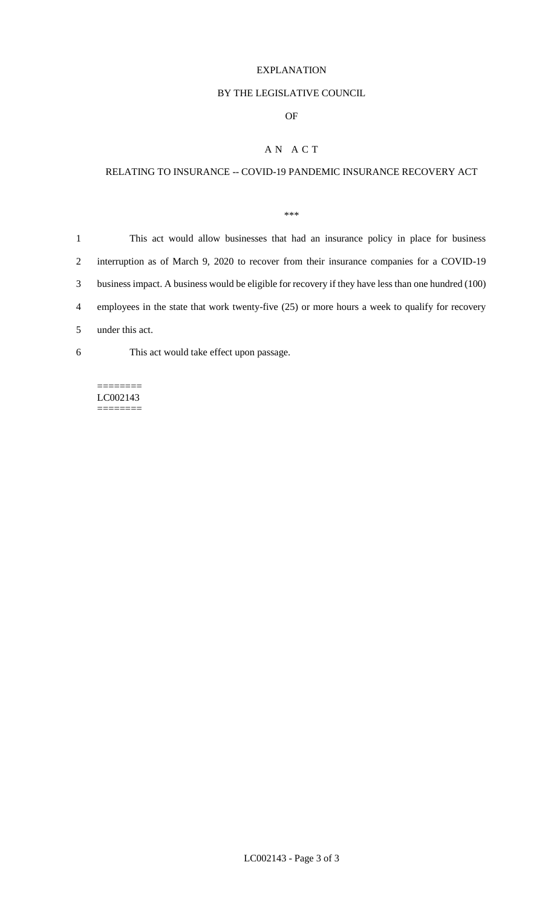EXPLANATION

BY THE LEGISLATIVE COUNCIL

OF

A N A C T

RELATING TO INSURANCE -- COVID-19 PANDEMIC INSURANCE RECOVERY ACT

\*\*\*

This act would allow businesses that had an insurance policy in place for business interruption as of March 9, 2020 to recover from their insurance companies for a COVID-19 business impact. A business would be eligible for recovery if they have less than one hundred (100) employees in the state that work twenty-five (25) or more hours a week to qualify for recovery under this act.

This act would take effect upon passage.

========
LC002143
========